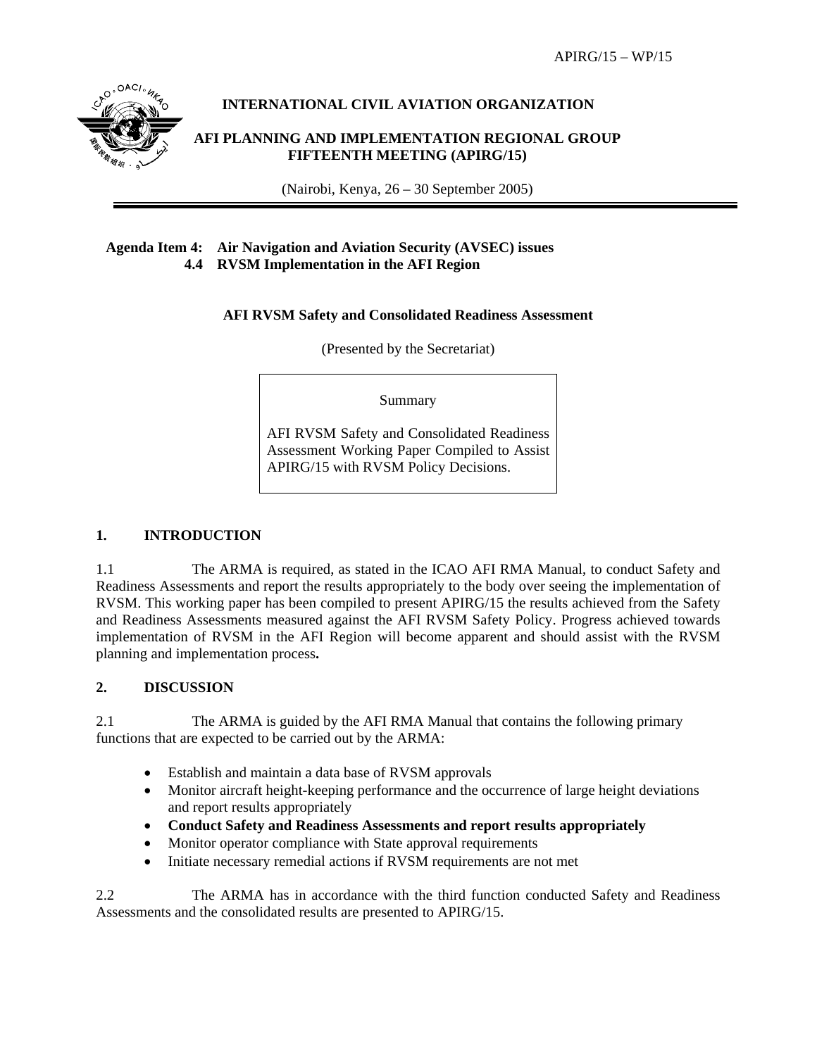APIRG/15 – WP/15

**INTERNATIONAL CIVIL AVIATION ORGANIZATION**

**AFI PLANNING AND IMPLEMENTATION REGIONAL GROUP FIFTEENTH MEETING (APIRG/15)**

(Nairobi, Kenya, 26 – 30 September 2005)

**Agenda Item 4: Air Navigation and Aviation Security (AVSEC) issues**
**4.4 RVSM Implementation in the AFI Region**

**AFI RVSM Safety and Consolidated Readiness Assessment**

(Presented by the Secretariat)

> Summary
>
> AFI RVSM Safety and Consolidated Readiness Assessment Working Paper Compiled to Assist APIRG/15 with RVSM Policy Decisions.

## 1. INTRODUCTION

1.1 The ARMA is required, as stated in the ICAO AFI RMA Manual, to conduct Safety and Readiness Assessments and report the results appropriately to the body over seeing the implementation of RVSM. This working paper has been compiled to present APIRG/15 the results achieved from the Safety and Readiness Assessments measured against the AFI RVSM Safety Policy. Progress achieved towards implementation of RVSM in the AFI Region will become apparent and should assist with the RVSM planning and implementation process**.**

## 2. DISCUSSION

2.1 The ARMA is guided by the AFI RMA Manual that contains the following primary functions that are expected to be carried out by the ARMA:

- Establish and maintain a data base of RVSM approvals
- Monitor aircraft height-keeping performance and the occurrence of large height deviations and report results appropriately
- **Conduct Safety and Readiness Assessments and report results appropriately**
- Monitor operator compliance with State approval requirements
- Initiate necessary remedial actions if RVSM requirements are not met

2.2 The ARMA has in accordance with the third function conducted Safety and Readiness Assessments and the consolidated results are presented to APIRG/15.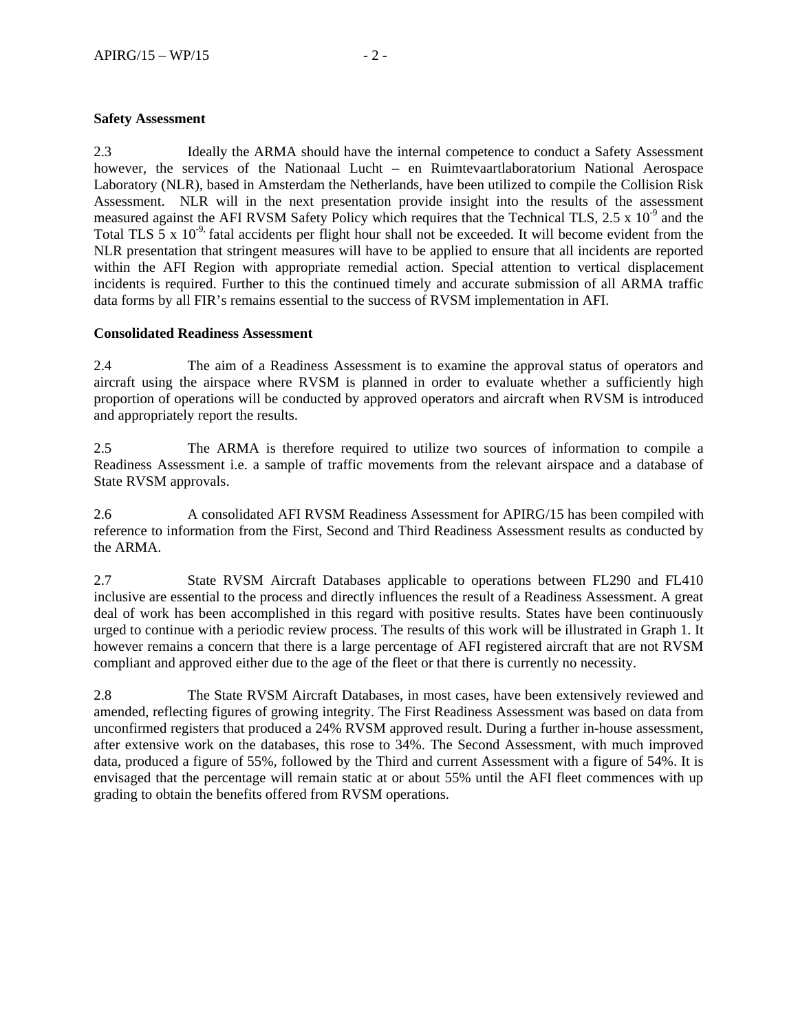**Safety Assessment**

2.3 Ideally the ARMA should have the internal competence to conduct a Safety Assessment however, the services of the Nationaal Lucht – en Ruimtevaartlaboratorium National Aerospace Laboratory (NLR), based in Amsterdam the Netherlands, have been utilized to compile the Collision Risk Assessment. NLR will in the next presentation provide insight into the results of the assessment measured against the AFI RVSM Safety Policy which requires that the Technical TLS, $2.5 \times 10^{-9}$ and the Total TLS $5 \times 10^{-9,}$ fatal accidents per flight hour shall not be exceeded. It will become evident from the NLR presentation that stringent measures will have to be applied to ensure that all incidents are reported within the AFI Region with appropriate remedial action. Special attention to vertical displacement incidents is required. Further to this the continued timely and accurate submission of all ARMA traffic data forms by all FIR's remains essential to the success of RVSM implementation in AFI.

**Consolidated Readiness Assessment**

2.4 The aim of a Readiness Assessment is to examine the approval status of operators and aircraft using the airspace where RVSM is planned in order to evaluate whether a sufficiently high proportion of operations will be conducted by approved operators and aircraft when RVSM is introduced and appropriately report the results.

2.5 The ARMA is therefore required to utilize two sources of information to compile a Readiness Assessment i.e. a sample of traffic movements from the relevant airspace and a database of State RVSM approvals.

2.6 A consolidated AFI RVSM Readiness Assessment for APIRG/15 has been compiled with reference to information from the First, Second and Third Readiness Assessment results as conducted by the ARMA.

2.7 State RVSM Aircraft Databases applicable to operations between FL290 and FL410 inclusive are essential to the process and directly influences the result of a Readiness Assessment. A great deal of work has been accomplished in this regard with positive results. States have been continuously urged to continue with a periodic review process. The results of this work will be illustrated in Graph 1. It however remains a concern that there is a large percentage of AFI registered aircraft that are not RVSM compliant and approved either due to the age of the fleet or that there is currently no necessity.

2.8 The State RVSM Aircraft Databases, in most cases, have been extensively reviewed and amended, reflecting figures of growing integrity. The First Readiness Assessment was based on data from unconfirmed registers that produced a 24% RVSM approved result. During a further in-house assessment, after extensive work on the databases, this rose to 34%. The Second Assessment, with much improved data, produced a figure of 55%, followed by the Third and current Assessment with a figure of 54%. It is envisaged that the percentage will remain static at or about 55% until the AFI fleet commences with up grading to obtain the benefits offered from RVSM operations.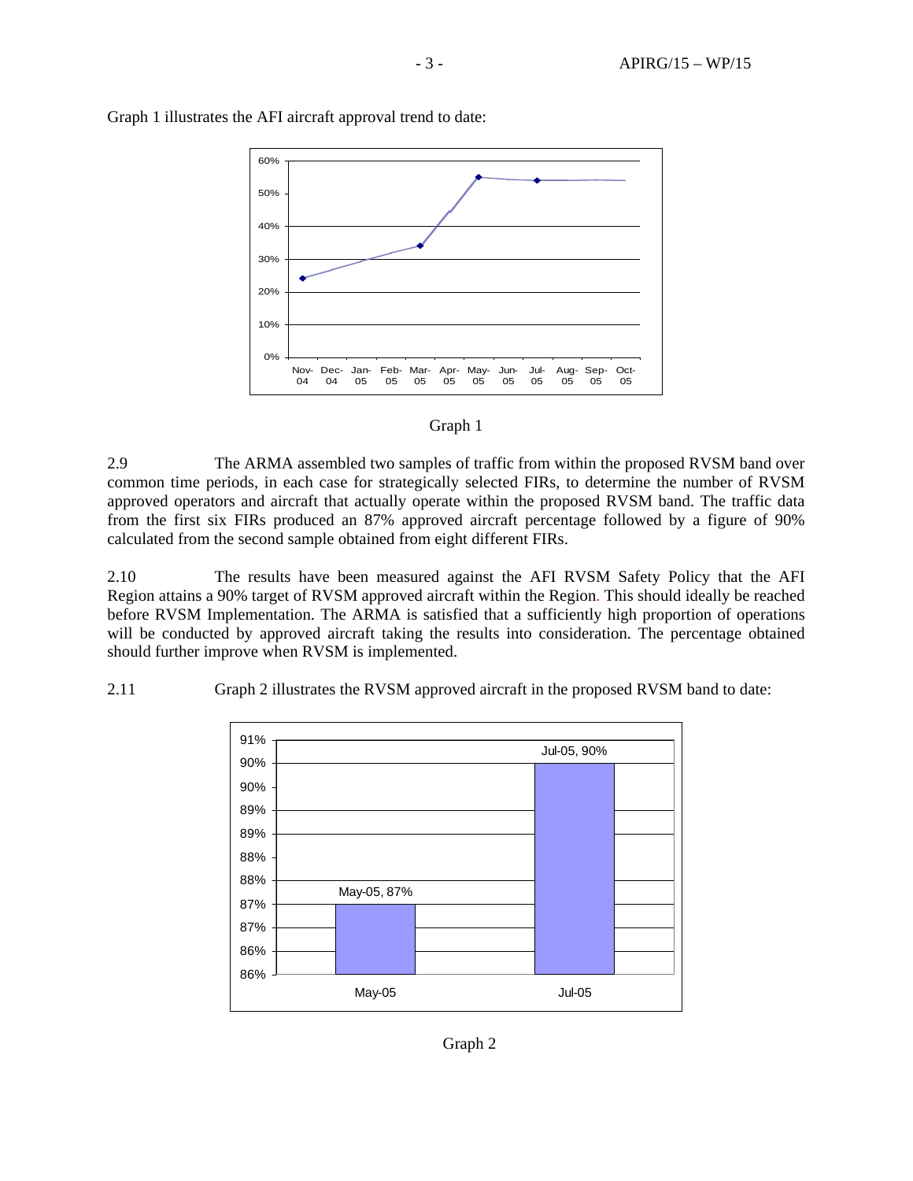Graph 1 illustrates the AFI aircraft approval trend to date:

Graph 1

2.9 The ARMA assembled two samples of traffic from within the proposed RVSM band over common time periods, in each case for strategically selected FIRs, to determine the number of RVSM approved operators and aircraft that actually operate within the proposed RVSM band. The traffic data from the first six FIRs produced an 87% approved aircraft percentage followed by a figure of 90% calculated from the second sample obtained from eight different FIRs.

2.10 The results have been measured against the AFI RVSM Safety Policy that the AFI Region attains a 90% target of RVSM approved aircraft within the Region. This should ideally be reached before RVSM Implementation. The ARMA is satisfied that a sufficiently high proportion of operations will be conducted by approved aircraft taking the results into consideration. The percentage obtained should further improve when RVSM is implemented.

2.11 Graph 2 illustrates the RVSM approved aircraft in the proposed RVSM band to date:

Graph 2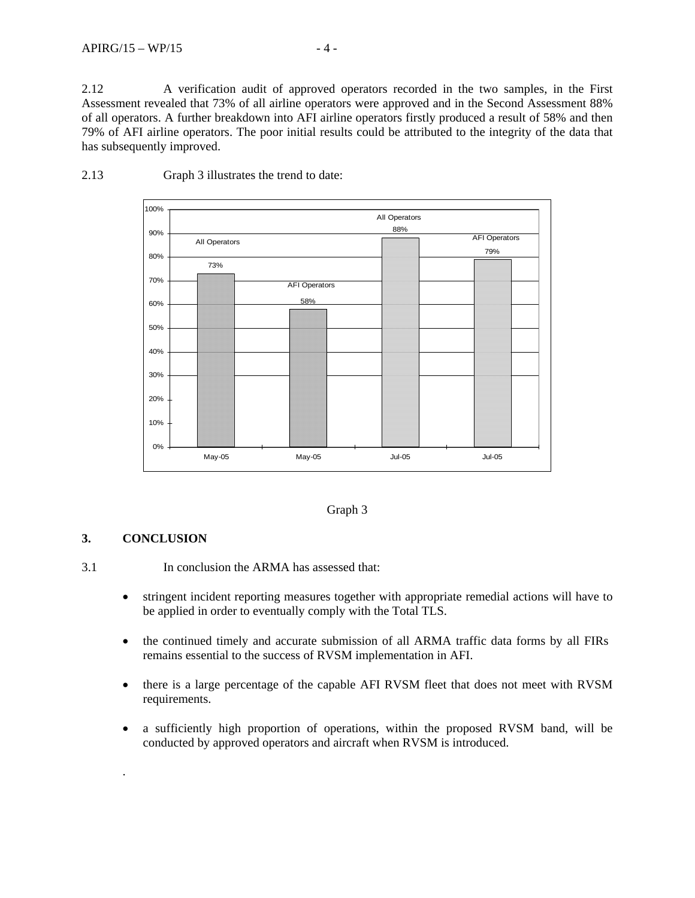2.12 A verification audit of approved operators recorded in the two samples, in the First Assessment revealed that 73% of all airline operators were approved and in the Second Assessment 88% of all operators. A further breakdown into AFI airline operators firstly produced a result of 58% and then 79% of AFI airline operators. The poor initial results could be attributed to the integrity of the data that has subsequently improved.

2.13 Graph 3 illustrates the trend to date:

| Date | Category | Value |
|---|---|---|
| May-05 | All Operators | 73% |
| May-05 | AFI Operators | 58% |
| Jul-05 | All Operators | 88% |
| Jul-05 | AFI Operators | 79% |

Graph 3

## 3. CONCLUSION

3.1 In conclusion the ARMA has assessed that:

- stringent incident reporting measures together with appropriate remedial actions will have to be applied in order to eventually comply with the Total TLS.
- the continued timely and accurate submission of all ARMA traffic data forms by all FIRs remains essential to the success of RVSM implementation in AFI.
- there is a large percentage of the capable AFI RVSM fleet that does not meet with RVSM requirements.
- a sufficiently high proportion of operations, within the proposed RVSM band, will be conducted by approved operators and aircraft when RVSM is introduced.

.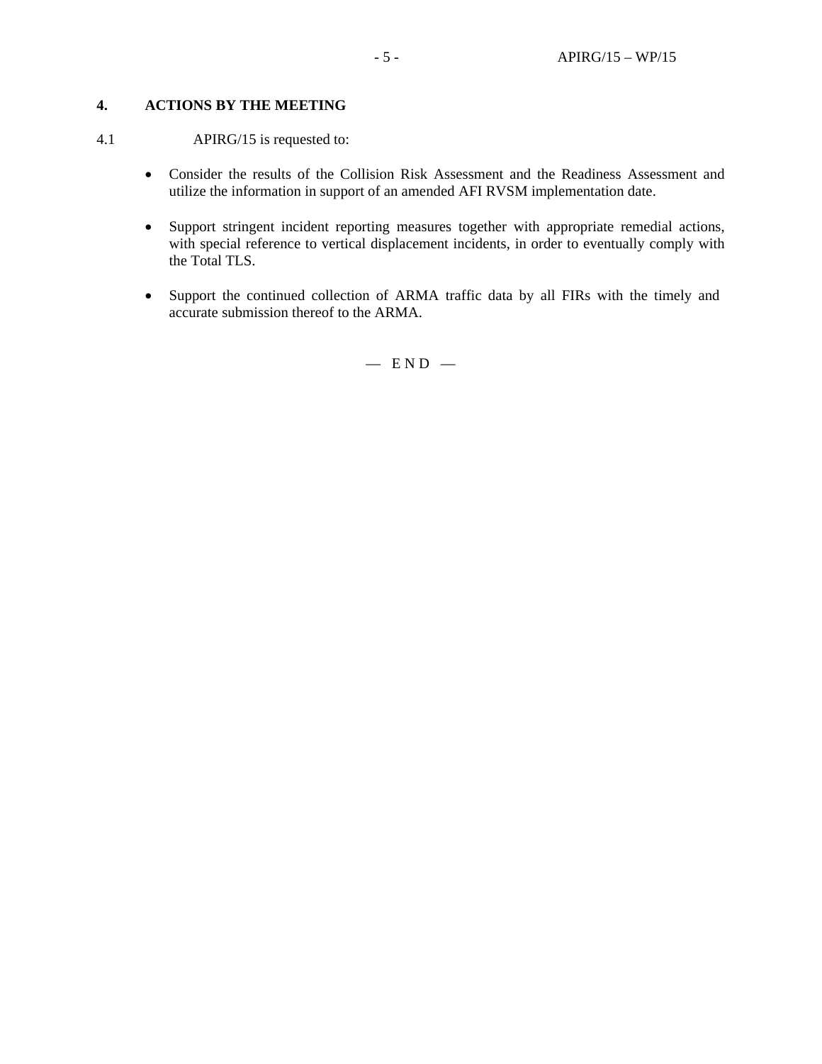## 4. ACTIONS BY THE MEETING

4.1 APIRG/15 is requested to:

- Consider the results of the Collision Risk Assessment and the Readiness Assessment and utilize the information in support of an amended AFI RVSM implementation date.

- Support stringent incident reporting measures together with appropriate remedial actions, with special reference to vertical displacement incidents, in order to eventually comply with the Total TLS.

- Support the continued collection of ARMA traffic data by all FIRs with the timely and accurate submission thereof to the ARMA.

— E N D —